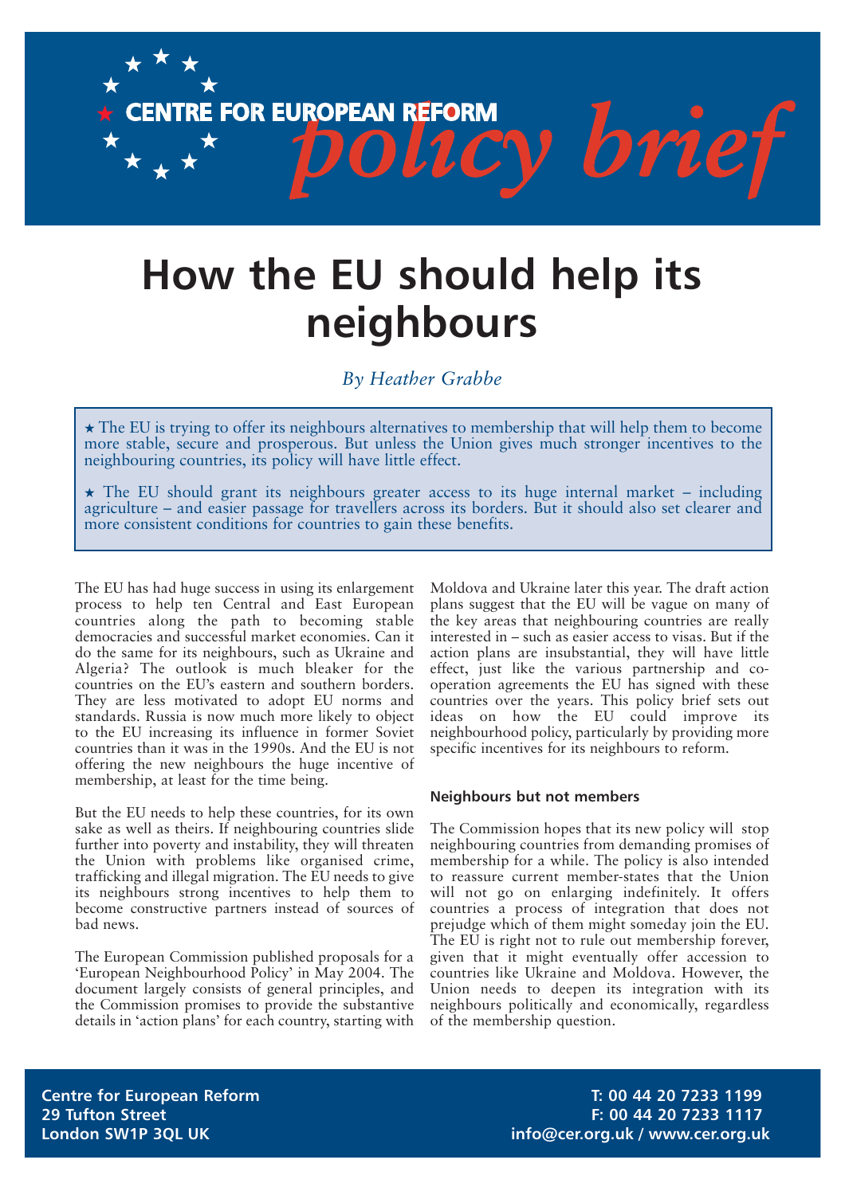CENTRE FOR EUROPEAN REFORM *policy brief*

# How the EU should help its neighbours

*By Heather Grabbe*

★ The EU is trying to offer its neighbours alternatives to membership that will help them to become more stable, secure and prosperous. But unless the Union gives much stronger incentives to the neighbouring countries, its policy will have little effect.

★ The EU should grant its neighbours greater access to its huge internal market – including agriculture – and easier passage for travellers across its borders. But it should also set clearer and more consistent conditions for countries to gain these benefits.

The EU has had huge success in using its enlargement process to help ten Central and East European countries along the path to becoming stable democracies and successful market economies. Can it do the same for its neighbours, such as Ukraine and Algeria? The outlook is much bleaker for the countries on the EU's eastern and southern borders. They are less motivated to adopt EU norms and standards. Russia is now much more likely to object to the EU increasing its influence in former Soviet countries than it was in the 1990s. And the EU is not offering the new neighbours the huge incentive of membership, at least for the time being.

But the EU needs to help these countries, for its own sake as well as theirs. If neighbouring countries slide further into poverty and instability, they will threaten the Union with problems like organised crime, trafficking and illegal migration. The EU needs to give its neighbours strong incentives to help them to become constructive partners instead of sources of bad news.

The European Commission published proposals for a 'European Neighbourhood Policy' in May 2004. The document largely consists of general principles, and the Commission promises to provide the substantive details in 'action plans' for each country, starting with Moldova and Ukraine later this year. The draft action plans suggest that the EU will be vague on many of the key areas that neighbouring countries are really interested in – such as easier access to visas. But if the action plans are insubstantial, they will have little effect, just like the various partnership and co-operation agreements the EU has signed with these countries over the years. This policy brief sets out ideas on how the EU could improve its neighbourhood policy, particularly by providing more specific incentives for its neighbours to reform.

### Neighbours but not members

The Commission hopes that its new policy will stop neighbouring countries from demanding promises of membership for a while. The policy is also intended to reassure current member-states that the Union will not go on enlarging indefinitely. It offers countries a process of integration that does not prejudge which of them might someday join the EU. The EU is right not to rule out membership forever, given that it might eventually offer accession to countries like Ukraine and Moldova. However, the Union needs to deepen its integration with its neighbours politically and economically, regardless of the membership question.

Centre for European Reform
29 Tufton Street
London SW1P 3QL UK

T: 00 44 20 7233 1199
F: 00 44 20 7233 1117
info@cer.org.uk / www.cer.org.uk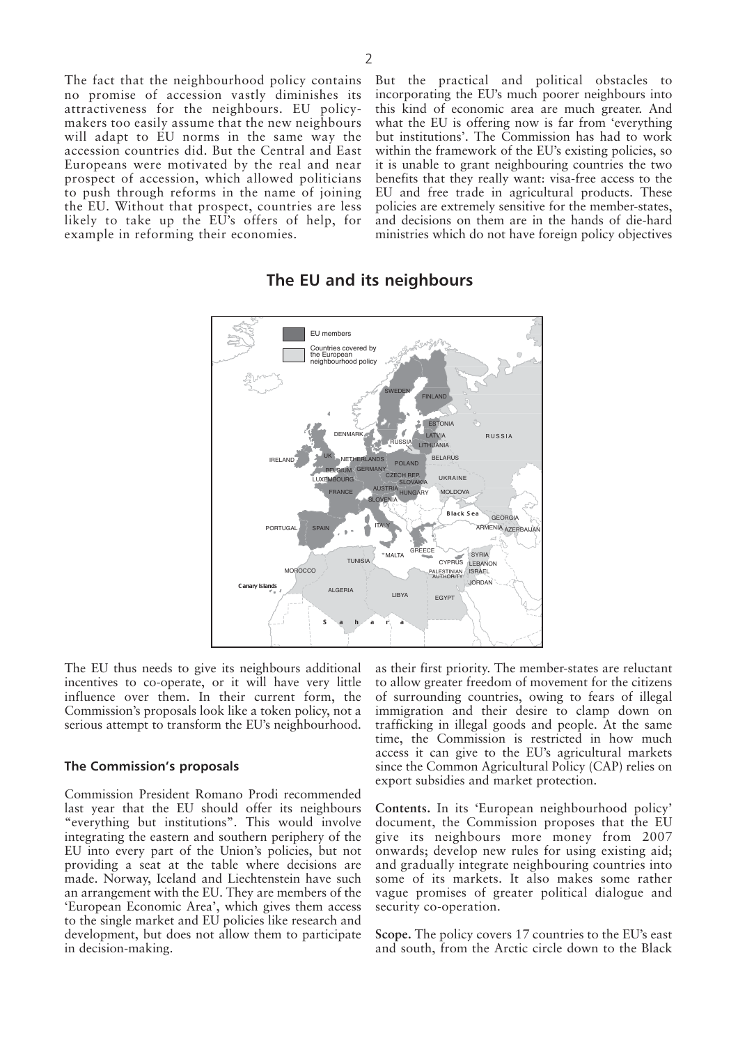The fact that the neighbourhood policy contains no promise of accession vastly diminishes its attractiveness for the neighbours. EU policymakers too easily assume that the new neighbours will adapt to EU norms in the same way the accession countries did. But the Central and East Europeans were motivated by the real and near prospect of accession, which allowed politicians to push through reforms in the name of joining the EU. Without that prospect, countries are less likely to take up the EU's offers of help, for example in reforming their economies.

**The EU and its neighbours**

The EU thus needs to give its neighbours additional incentives to co-operate, or it will have very little influence over them. In their current form, the Commission's proposals look like a token policy, not a serious attempt to transform the EU's neighbourhood.

#### The Commission's proposals

Commission President Romano Prodi recommended last year that the EU should offer its neighbours "everything but institutions". This would involve integrating the eastern and southern periphery of the EU into every part of the Union's policies, but not providing a seat at the table where decisions are made. Norway, Iceland and Liechtenstein have such an arrangement with the EU. They are members of the 'European Economic Area', which gives them access to the single market and EU policies like research and development, but does not allow them to participate in decision-making.

But the practical and political obstacles to incorporating the EU's much poorer neighbours into this kind of economic area are much greater. And what the EU is offering now is far from 'everything but institutions'. The Commission has had to work within the framework of the EU's existing policies, so it is unable to grant neighbouring countries the two benefits that they really want: visa-free access to the EU and free trade in agricultural products. These policies are extremely sensitive for the member-states, and decisions on them are in the hands of die-hard ministries which do not have foreign policy objectives as their first priority. The member-states are reluctant to allow greater freedom of movement for the citizens of surrounding countries, owing to fears of illegal immigration and their desire to clamp down on trafficking in illegal goods and people. At the same time, the Commission is restricted in how much access it can give to the EU's agricultural markets since the Common Agricultural Policy (CAP) relies on export subsidies and market protection.

**Contents.** In its 'European neighbourhood policy' document, the Commission proposes that the EU give its neighbours more money from 2007 onwards; develop new rules for using existing aid; and gradually integrate neighbouring countries into some of its markets. It also makes some rather vague promises of greater political dialogue and security co-operation.

**Scope.** The policy covers 17 countries to the EU's east and south, from the Arctic circle down to the Black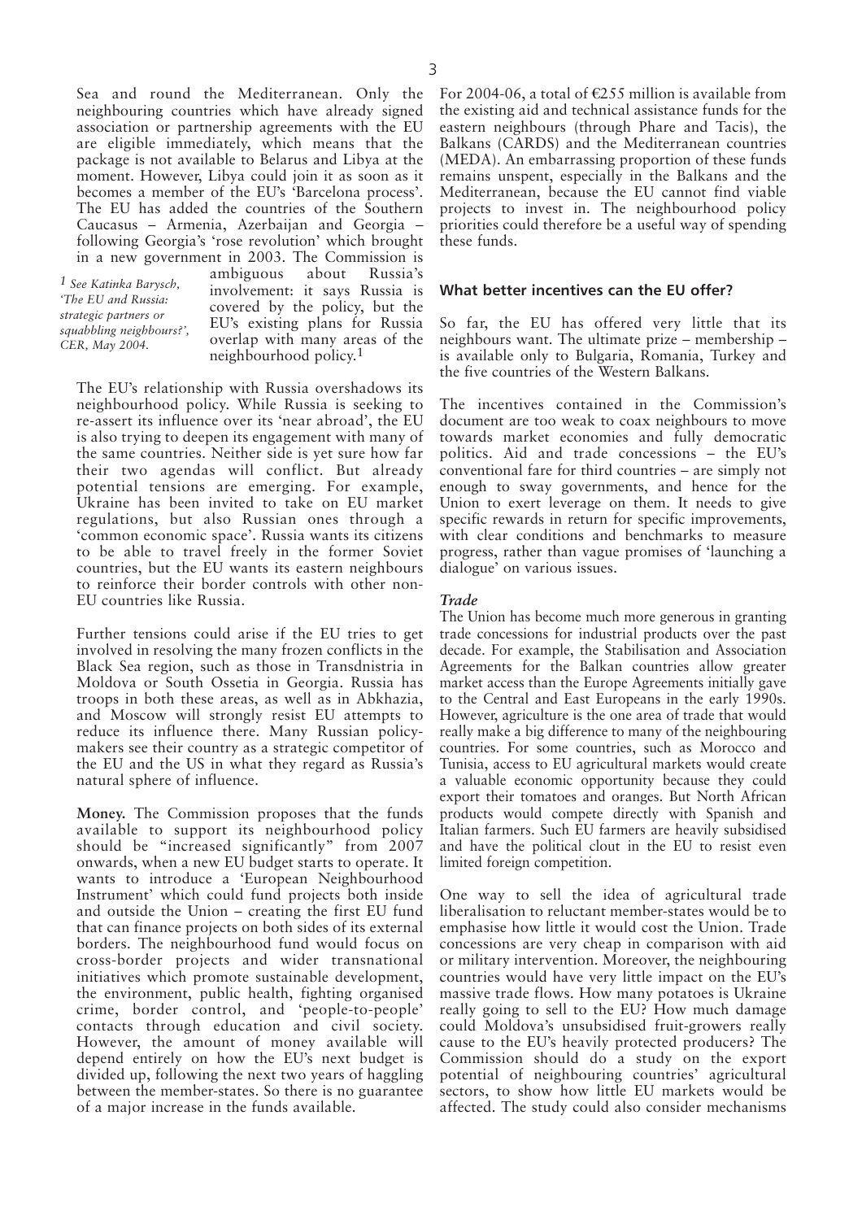Sea and round the Mediterranean. Only the neighbouring countries which have already signed association or partnership agreements with the EU are eligible immediately, which means that the package is not available to Belarus and Libya at the moment. However, Libya could join it as soon as it becomes a member of the EU's 'Barcelona process'. The EU has added the countries of the Southern Caucasus – Armenia, Azerbaijan and Georgia – following Georgia's 'rose revolution' which brought in a new government in 2003. The Commission is ambiguous about Russia's involvement: it says Russia is covered by the policy, but the EU's existing plans for Russia overlap with many areas of the neighbourhood policy.[1]

[1] *See Katinka Barysch, 'The EU and Russia: strategic partners or squabbling neighbours?', CER, May 2004.*

The EU's relationship with Russia overshadows its neighbourhood policy. While Russia is seeking to re-assert its influence over its 'near abroad', the EU is also trying to deepen its engagement with many of the same countries. Neither side is yet sure how far their two agendas will conflict. But already potential tensions are emerging. For example, Ukraine has been invited to take on EU market regulations, but also Russian ones through a 'common economic space'. Russia wants its citizens to be able to travel freely in the former Soviet countries, but the EU wants its eastern neighbours to reinforce their border controls with other non-EU countries like Russia.

Further tensions could arise if the EU tries to get involved in resolving the many frozen conflicts in the Black Sea region, such as those in Transdnistria in Moldova or South Ossetia in Georgia. Russia has troops in both these areas, as well as in Abkhazia, and Moscow will strongly resist EU attempts to reduce its influence there. Many Russian policy-makers see their country as a strategic competitor of the EU and the US in what they regard as Russia's natural sphere of influence.

**Money.** The Commission proposes that the funds available to support its neighbourhood policy should be "increased significantly" from 2007 onwards, when a new EU budget starts to operate. It wants to introduce a 'European Neighbourhood Instrument' which could fund projects both inside and outside the Union – creating the first EU fund that can finance projects on both sides of its external borders. The neighbourhood fund would focus on cross-border projects and wider transnational initiatives which promote sustainable development, the environment, public health, fighting organised crime, border control, and 'people-to-people' contacts through education and civil society. However, the amount of money available will depend entirely on how the EU's next budget is divided up, following the next two years of haggling between the member-states. So there is no guarantee of a major increase in the funds available.

For 2004-06, a total of €255 million is available from the existing aid and technical assistance funds for the eastern neighbours (through Phare and Tacis), the Balkans (CARDS) and the Mediterranean countries (MEDA). An embarrassing proportion of these funds remains unspent, especially in the Balkans and the Mediterranean, because the EU cannot find viable projects to invest in. The neighbourhood policy priorities could therefore be a useful way of spending these funds.

## What better incentives can the EU offer?

So far, the EU has offered very little that its neighbours want. The ultimate prize – membership – is available only to Bulgaria, Romania, Turkey and the five countries of the Western Balkans.

The incentives contained in the Commission's document are too weak to coax neighbours to move towards market economies and fully democratic politics. Aid and trade concessions – the EU's conventional fare for third countries – are simply not enough to sway governments, and hence for the Union to exert leverage on them. It needs to give specific rewards in return for specific improvements, with clear conditions and benchmarks to measure progress, rather than vague promises of 'launching a dialogue' on various issues.

### *Trade*

The Union has become much more generous in granting trade concessions for industrial products over the past decade. For example, the Stabilisation and Association Agreements for the Balkan countries allow greater market access than the Europe Agreements initially gave to the Central and East Europeans in the early 1990s. However, agriculture is the one area of trade that would really make a big difference to many of the neighbouring countries. For some countries, such as Morocco and Tunisia, access to EU agricultural markets would create a valuable economic opportunity because they could export their tomatoes and oranges. But North African products would compete directly with Spanish and Italian farmers. Such EU farmers are heavily subsidised and have the political clout in the EU to resist even limited foreign competition.

One way to sell the idea of agricultural trade liberalisation to reluctant member-states would be to emphasise how little it would cost the Union. Trade concessions are very cheap in comparison with aid or military intervention. Moreover, the neighbouring countries would have very little impact on the EU's massive trade flows. How many potatoes is Ukraine really going to sell to the EU? How much damage could Moldova's unsubsidised fruit-growers really cause to the EU's heavily protected producers? The Commission should do a study on the export potential of neighbouring countries' agricultural sectors, to show how little EU markets would be affected. The study could also consider mechanisms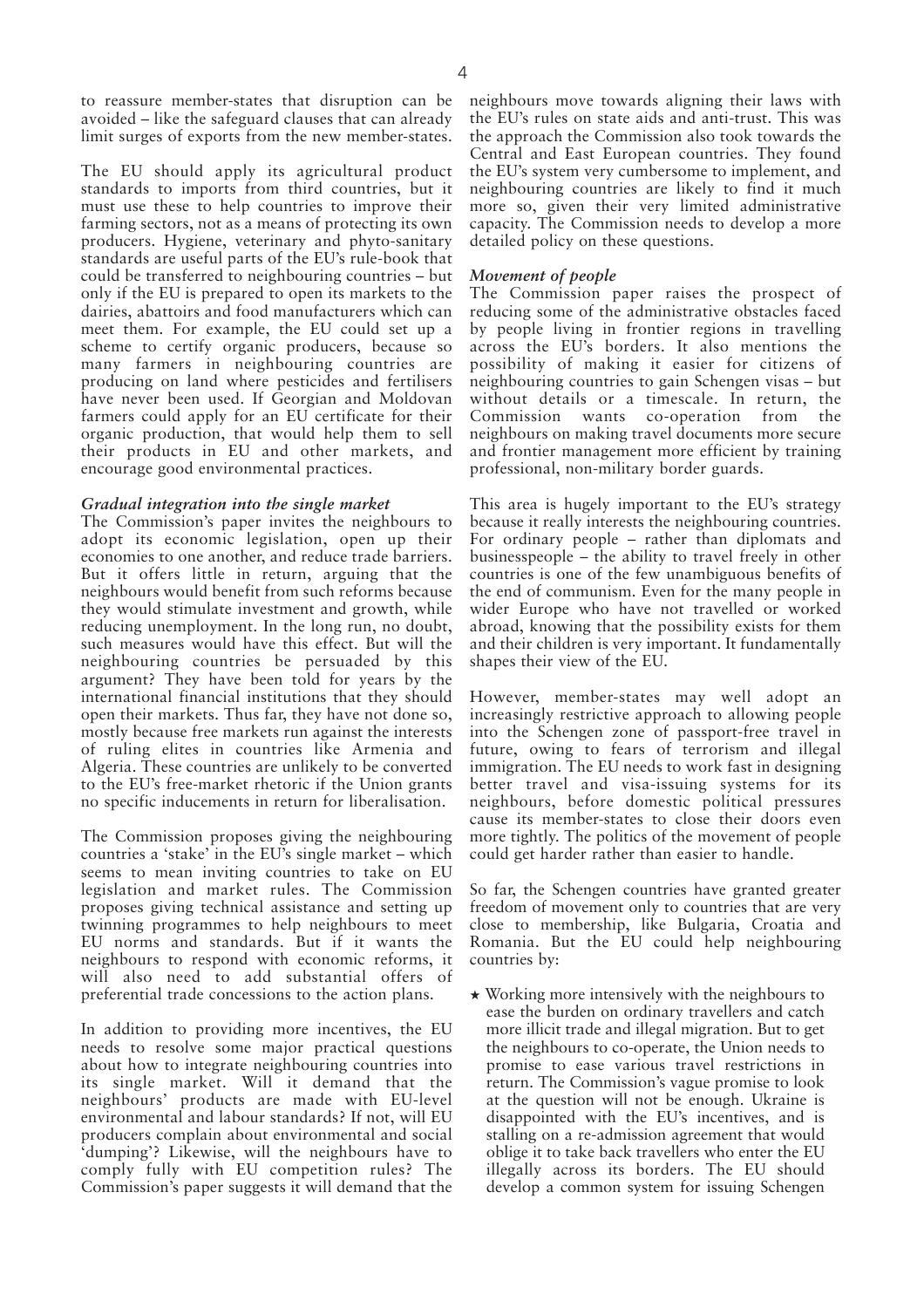to reassure member-states that disruption can be avoided – like the safeguard clauses that can already limit surges of exports from the new member-states.

The EU should apply its agricultural product standards to imports from third countries, but it must use these to help countries to improve their farming sectors, not as a means of protecting its own producers. Hygiene, veterinary and phyto-sanitary standards are useful parts of the EU's rule-book that could be transferred to neighbouring countries – but only if the EU is prepared to open its markets to the dairies, abattoirs and food manufacturers which can meet them. For example, the EU could set up a scheme to certify organic producers, because so many farmers in neighbouring countries are producing on land where pesticides and fertilisers have never been used. If Georgian and Moldovan farmers could apply for an EU certificate for their organic production, that would help them to sell their products in EU and other markets, and encourage good environmental practices.

### *Gradual integration into the single market*

The Commission's paper invites the neighbours to adopt its economic legislation, open up their economies to one another, and reduce trade barriers. But it offers little in return, arguing that the neighbours would benefit from such reforms because they would stimulate investment and growth, while reducing unemployment. In the long run, no doubt, such measures would have this effect. But will the neighbouring countries be persuaded by this argument? They have been told for years by the international financial institutions that they should open their markets. Thus far, they have not done so, mostly because free markets run against the interests of ruling elites in countries like Armenia and Algeria. These countries are unlikely to be converted to the EU's free-market rhetoric if the Union grants no specific inducements in return for liberalisation.

The Commission proposes giving the neighbouring countries a 'stake' in the EU's single market – which seems to mean inviting countries to take on EU legislation and market rules. The Commission proposes giving technical assistance and setting up twinning programmes to help neighbours to meet EU norms and standards. But if it wants the neighbours to respond with economic reforms, it will also need to add substantial offers of preferential trade concessions to the action plans.

In addition to providing more incentives, the EU needs to resolve some major practical questions about how to integrate neighbouring countries into its single market. Will it demand that the neighbours' products are made with EU-level environmental and labour standards? If not, will EU producers complain about environmental and social 'dumping'? Likewise, will the neighbours have to comply fully with EU competition rules? The Commission's paper suggests it will demand that the neighbours move towards aligning their laws with the EU's rules on state aids and anti-trust. This was the approach the Commission also took towards the Central and East European countries. They found the EU's system very cumbersome to implement, and neighbouring countries are likely to find it much more so, given their very limited administrative capacity. The Commission needs to develop a more detailed policy on these questions.

### *Movement of people*

The Commission paper raises the prospect of reducing some of the administrative obstacles faced by people living in frontier regions in travelling across the EU's borders. It also mentions the possibility of making it easier for citizens of neighbouring countries to gain Schengen visas – but without details or a timescale. In return, the Commission wants co-operation from the neighbours on making travel documents more secure and frontier management more efficient by training professional, non-military border guards.

This area is hugely important to the EU's strategy because it really interests the neighbouring countries. For ordinary people – rather than diplomats and businesspeople – the ability to travel freely in other countries is one of the few unambiguous benefits of the end of communism. Even for the many people in wider Europe who have not travelled or worked abroad, knowing that the possibility exists for them and their children is very important. It fundamentally shapes their view of the EU.

However, member-states may well adopt an increasingly restrictive approach to allowing people into the Schengen zone of passport-free travel in future, owing to fears of terrorism and illegal immigration. The EU needs to work fast in designing better travel and visa-issuing systems for its neighbours, before domestic political pressures cause its member-states to close their doors even more tightly. The politics of the movement of people could get harder rather than easier to handle.

So far, the Schengen countries have granted greater freedom of movement only to countries that are very close to membership, like Bulgaria, Croatia and Romania. But the EU could help neighbouring countries by:

★ Working more intensively with the neighbours to ease the burden on ordinary travellers and catch more illicit trade and illegal migration. But to get the neighbours to co-operate, the Union needs to promise to ease various travel restrictions in return. The Commission's vague promise to look at the question will not be enough. Ukraine is disappointed with the EU's incentives, and is stalling on a re-admission agreement that would oblige it to take back travellers who enter the EU illegally across its borders. The EU should develop a common system for issuing Schengen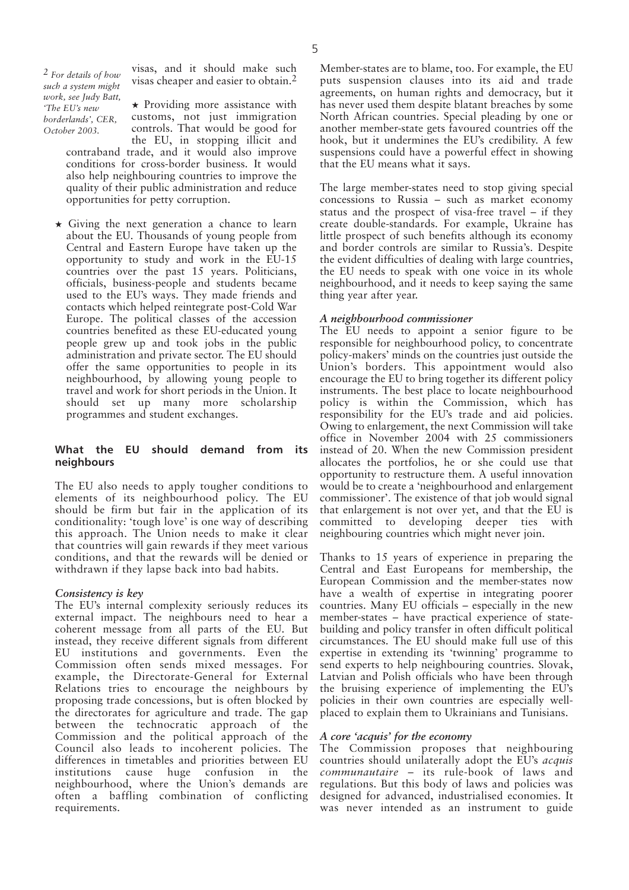visas, and it should make such visas cheaper and easier to obtain.[2]

[2] For details of how such a system might work, see Judy Batt, 'The EU's new borderlands', CER, October 2003.

★ Providing more assistance with customs, not just immigration controls. That would be good for the EU, in stopping illicit and contraband trade, and it would also improve conditions for cross-border business. It would also help neighbouring countries to improve the quality of their public administration and reduce opportunities for petty corruption.

★ Giving the next generation a chance to learn about the EU. Thousands of young people from Central and Eastern Europe have taken up the opportunity to study and work in the EU-15 countries over the past 15 years. Politicians, officials, business-people and students became used to the EU's ways. They made friends and contacts which helped reintegrate post-Cold War Europe. The political classes of the accession countries benefited as these EU-educated young people grew up and took jobs in the public administration and private sector. The EU should offer the same opportunities to people in its neighbourhood, by allowing young people to travel and work for short periods in the Union. It should set up many more scholarship programmes and student exchanges.

## What the EU should demand from its neighbours

The EU also needs to apply tougher conditions to elements of its neighbourhood policy. The EU should be firm but fair in the application of its conditionality: 'tough love' is one way of describing this approach. The Union needs to make it clear that countries will gain rewards if they meet various conditions, and that the rewards will be denied or withdrawn if they lapse back into bad habits.

### *Consistency is key*

The EU's internal complexity seriously reduces its external impact. The neighbours need to hear a coherent message from all parts of the EU. But instead, they receive different signals from different EU institutions and governments. Even the Commission often sends mixed messages. For example, the Directorate-General for External Relations tries to encourage the neighbours by proposing trade concessions, but is often blocked by the directorates for agriculture and trade. The gap between the technocratic approach of the Commission and the political approach of the Council also leads to incoherent policies. The differences in timetables and priorities between EU institutions cause huge confusion in the neighbourhood, where the Union's demands are often a baffling combination of conflicting requirements.

Member-states are to blame, too. For example, the EU puts suspension clauses into its aid and trade agreements, on human rights and democracy, but it has never used them despite blatant breaches by some North African countries. Special pleading by one or another member-state gets favoured countries off the hook, but it undermines the EU's credibility. A few suspensions could have a powerful effect in showing that the EU means what it says.

The large member-states need to stop giving special concessions to Russia – such as market economy status and the prospect of visa-free travel – if they create double-standards. For example, Ukraine has little prospect of such benefits although its economy and border controls are similar to Russia's. Despite the evident difficulties of dealing with large countries, the EU needs to speak with one voice in its whole neighbourhood, and it needs to keep saying the same thing year after year.

### *A neighbourhood commissioner*

The EU needs to appoint a senior figure to be responsible for neighbourhood policy, to concentrate policy-makers' minds on the countries just outside the Union's borders. This appointment would also encourage the EU to bring together its different policy instruments. The best place to locate neighbourhood policy is within the Commission, which has responsibility for the EU's trade and aid policies. Owing to enlargement, the next Commission will take office in November 2004 with 25 commissioners instead of 20. When the new Commission president allocates the portfolios, he or she could use that opportunity to restructure them. A useful innovation would be to create a 'neighbourhood and enlargement commissioner'. The existence of that job would signal that enlargement is not over yet, and that the EU is committed to developing deeper ties with neighbouring countries which might never join.

Thanks to 15 years of experience in preparing the Central and East Europeans for membership, the European Commission and the member-states now have a wealth of expertise in integrating poorer countries. Many EU officials – especially in the new member-states – have practical experience of state-building and policy transfer in often difficult political circumstances. The EU should make full use of this expertise in extending its 'twinning' programme to send experts to help neighbouring countries. Slovak, Latvian and Polish officials who have been through the bruising experience of implementing the EU's policies in their own countries are especially well-placed to explain them to Ukrainians and Tunisians.

### *A core 'acquis' for the economy*

The Commission proposes that neighbouring countries should unilaterally adopt the EU's *acquis communautaire* – its rule-book of laws and regulations. But this body of laws and policies was designed for advanced, industrialised economies. It was never intended as an instrument to guide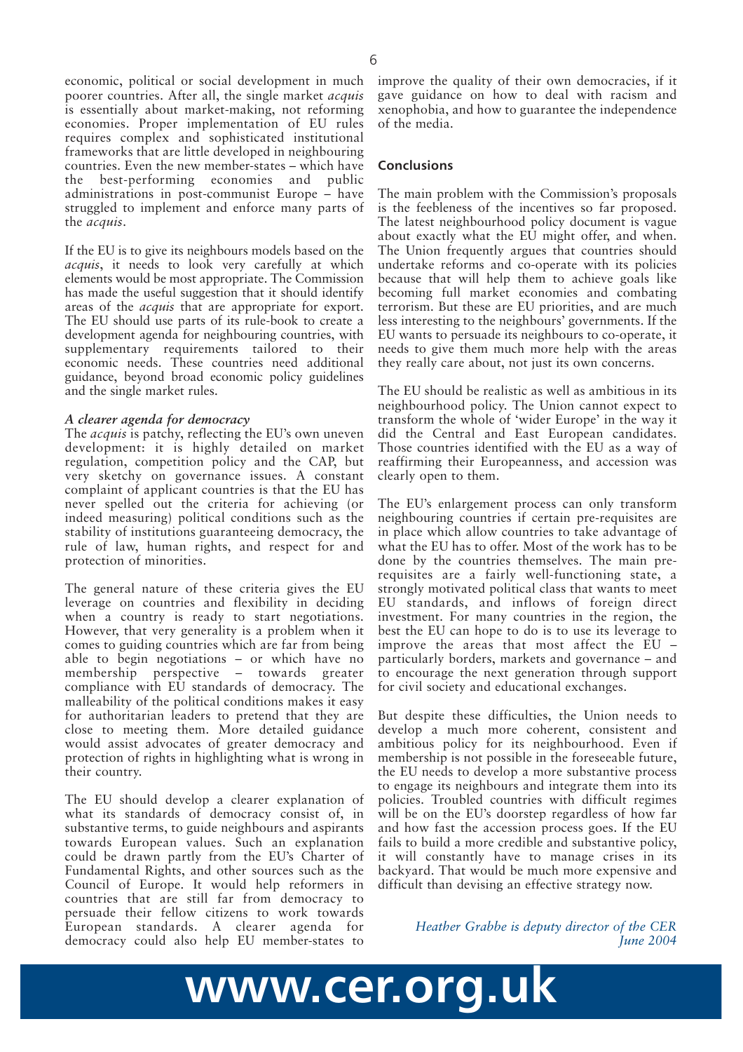economic, political or social development in much poorer countries. After all, the single market *acquis* is essentially about market-making, not reforming economies. Proper implementation of EU rules requires complex and sophisticated institutional frameworks that are little developed in neighbouring countries. Even the new member-states – which have the best-performing economies and public administrations in post-communist Europe – have struggled to implement and enforce many parts of the *acquis*.

If the EU is to give its neighbours models based on the *acquis*, it needs to look very carefully at which elements would be most appropriate. The Commission has made the useful suggestion that it should identify areas of the *acquis* that are appropriate for export. The EU should use parts of its rule-book to create a development agenda for neighbouring countries, with supplementary requirements tailored to their economic needs. These countries need additional guidance, beyond broad economic policy guidelines and the single market rules.

### *A clearer agenda for democracy*

The *acquis* is patchy, reflecting the EU's own uneven development: it is highly detailed on market regulation, competition policy and the CAP, but very sketchy on governance issues. A constant complaint of applicant countries is that the EU has never spelled out the criteria for achieving (or indeed measuring) political conditions such as the stability of institutions guaranteeing democracy, the rule of law, human rights, and respect for and protection of minorities.

The general nature of these criteria gives the EU leverage on countries and flexibility in deciding when a country is ready to start negotiations. However, that very generality is a problem when it comes to guiding countries which are far from being able to begin negotiations – or which have no membership perspective – towards greater compliance with EU standards of democracy. The malleability of the political conditions makes it easy for authoritarian leaders to pretend that they are close to meeting them. More detailed guidance would assist advocates of greater democracy and protection of rights in highlighting what is wrong in their country.

The EU should develop a clearer explanation of what its standards of democracy consist of, in substantive terms, to guide neighbours and aspirants towards European values. Such an explanation could be drawn partly from the EU's Charter of Fundamental Rights, and other sources such as the Council of Europe. It would help reformers in countries that are still far from democracy to persuade their fellow citizens to work towards European standards. A clearer agenda for democracy could also help EU member-states to improve the quality of their own democracies, if it gave guidance on how to deal with racism and xenophobia, and how to guarantee the independence of the media.

## Conclusions

The main problem with the Commission's proposals is the feebleness of the incentives so far proposed. The latest neighbourhood policy document is vague about exactly what the EU might offer, and when. The Union frequently argues that countries should undertake reforms and co-operate with its policies because that will help them to achieve goals like becoming full market economies and combating terrorism. But these are EU priorities, and are much less interesting to the neighbours' governments. If the EU wants to persuade its neighbours to co-operate, it needs to give them much more help with the areas they really care about, not just its own concerns.

The EU should be realistic as well as ambitious in its neighbourhood policy. The Union cannot expect to transform the whole of 'wider Europe' in the way it did the Central and East European candidates. Those countries identified with the EU as a way of reaffirming their Europeanness, and accession was clearly open to them.

The EU's enlargement process can only transform neighbouring countries if certain pre-requisites are in place which allow countries to take advantage of what the EU has to offer. Most of the work has to be done by the countries themselves. The main pre-requisites are a fairly well-functioning state, a strongly motivated political class that wants to meet EU standards, and inflows of foreign direct investment. For many countries in the region, the best the EU can hope to do is to use its leverage to improve the areas that most affect the EU – particularly borders, markets and governance – and to encourage the next generation through support for civil society and educational exchanges.

But despite these difficulties, the Union needs to develop a much more coherent, consistent and ambitious policy for its neighbourhood. Even if membership is not possible in the foreseeable future, the EU needs to develop a more substantive process to engage its neighbours and integrate them into its policies. Troubled countries with difficult regimes will be on the EU's doorstep regardless of how far and how fast the accession process goes. If the EU fails to build a more credible and substantive policy, it will constantly have to manage crises in its backyard. That would be much more expensive and difficult than devising an effective strategy now.

*Heather Grabbe is deputy director of the CER*
*June 2004*

**www.cer.org.uk**